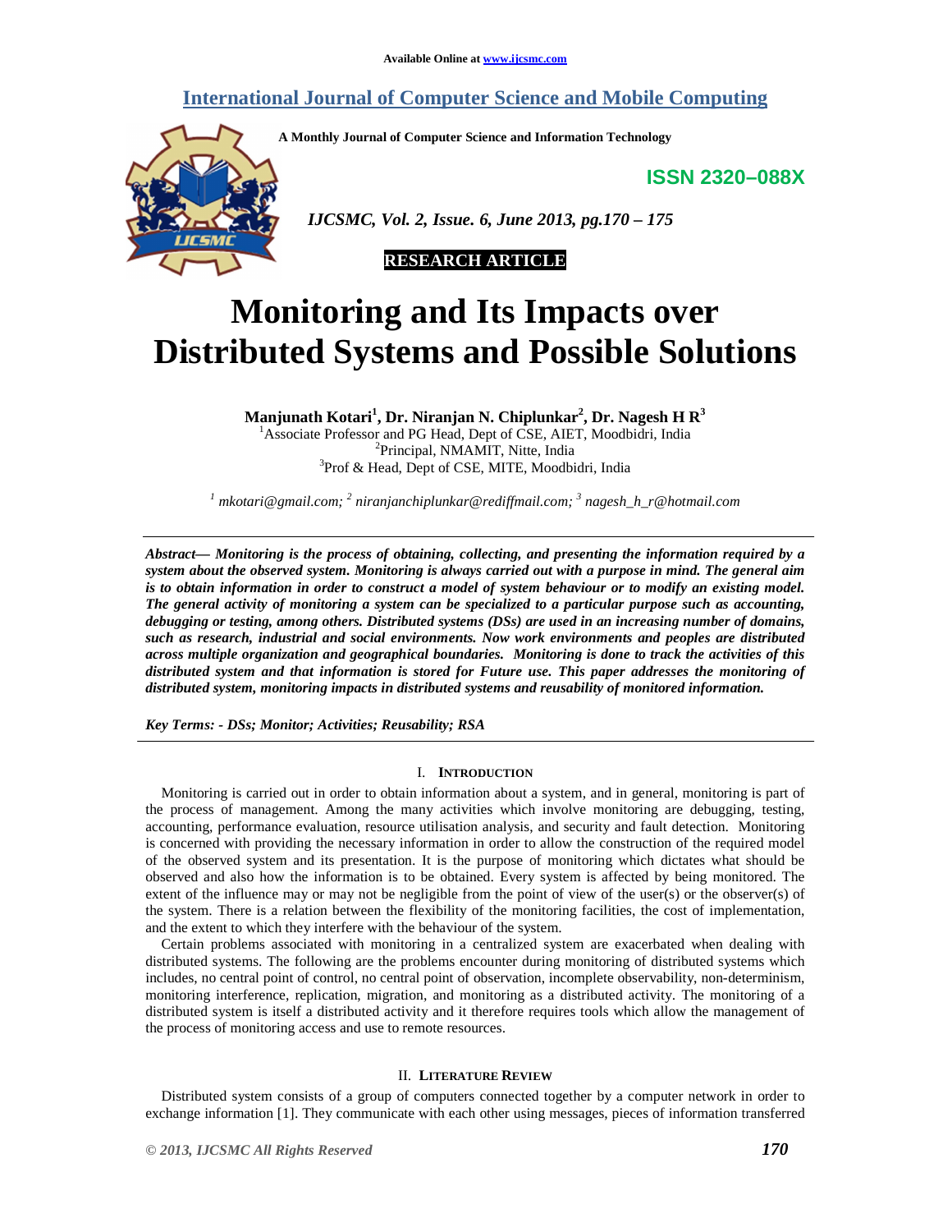Available Online at www.ijcsmc.com

# International Journal of Computer Science and Mobile Computing

A Monthly Journal of Computer Science and Information Technology

ISSN 2320–088X

*IJCSMC, Vol. 2, Issue. 6, June 2013, pg.170 – 175*

**RESEARCH ARTICLE**

# Monitoring and Its Impacts over Distributed Systems and Possible Solutions

**Manjunath Kotari[1], Dr. Niranjan N. Chiplunkar[2], Dr. Nagesh H R[3]**

[1]Associate Professor and PG Head, Dept of CSE, AIET, Moodbidri, India
[2]Principal, NMAMIT, Nitte, India
[3]Prof & Head, Dept of CSE, MITE, Moodbidri, India

*[1] mkotari@gmail.com; [2] niranjanchiplunkar@rediffmail.com; [3] nagesh_h_r@hotmail.com*

***Abstract— Monitoring is the process of obtaining, collecting, and presenting the information required by a system about the observed system. Monitoring is always carried out with a purpose in mind. The general aim is to obtain information in order to construct a model of system behaviour or to modify an existing model. The general activity of monitoring a system can be specialized to a particular purpose such as accounting, debugging or testing, among others. Distributed systems (DSs) are used in an increasing number of domains, such as research, industrial and social environments. Now work environments and peoples are distributed across multiple organization and geographical boundaries. Monitoring is done to track the activities of this distributed system and that information is stored for Future use. This paper addresses the monitoring of distributed system, monitoring impacts in distributed systems and reusability of monitored information.***

***Key Terms: - DSs; Monitor; Activities; Reusability; RSA***

## I. Introduction

Monitoring is carried out in order to obtain information about a system, and in general, monitoring is part of the process of management. Among the many activities which involve monitoring are debugging, testing, accounting, performance evaluation, resource utilisation analysis, and security and fault detection. Monitoring is concerned with providing the necessary information in order to allow the construction of the required model of the observed system and its presentation. It is the purpose of monitoring which dictates what should be observed and also how the information is to be obtained. Every system is affected by being monitored. The extent of the influence may or may not be negligible from the point of view of the user(s) or the observer(s) of the system. There is a relation between the flexibility of the monitoring facilities, the cost of implementation, and the extent to which they interfere with the behaviour of the system.

Certain problems associated with monitoring in a centralized system are exacerbated when dealing with distributed systems. The following are the problems encounter during monitoring of distributed systems which includes, no central point of control, no central point of observation, incomplete observability, non-determinism, monitoring interference, replication, migration, and monitoring as a distributed activity. The monitoring of a distributed system is itself a distributed activity and it therefore requires tools which allow the management of the process of monitoring access and use to remote resources.

## II. Literature Review

Distributed system consists of a group of computers connected together by a computer network in order to exchange information [1]. They communicate with each other using messages, pieces of information transferred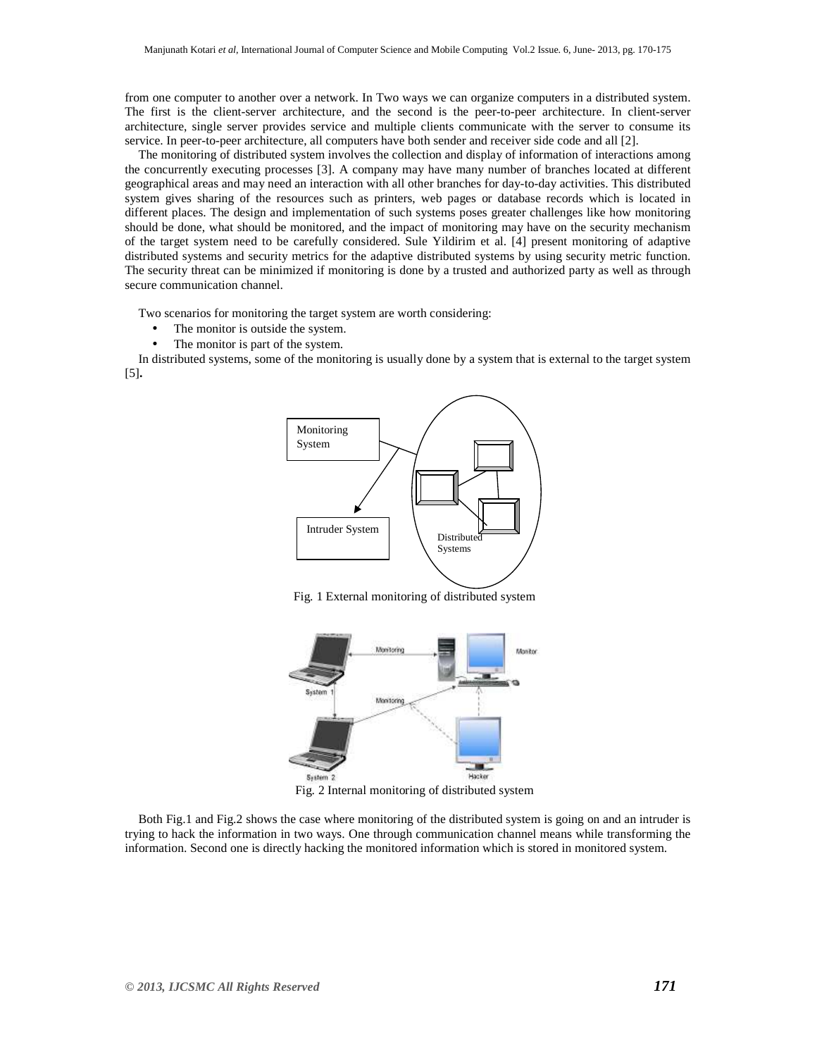from one computer to another over a network. In Two ways we can organize computers in a distributed system. The first is the client-server architecture, and the second is the peer-to-peer architecture. In client-server architecture, single server provides service and multiple clients communicate with the server to consume its service. In peer-to-peer architecture, all computers have both sender and receiver side code and all [2].

The monitoring of distributed system involves the collection and display of information of interactions among the concurrently executing processes [3]. A company may have many number of branches located at different geographical areas and may need an interaction with all other branches for day-to-day activities. This distributed system gives sharing of the resources such as printers, web pages or database records which is located in different places. The design and implementation of such systems poses greater challenges like how monitoring should be done, what should be monitored, and the impact of monitoring may have on the security mechanism of the target system need to be carefully considered. Sule Yildirim et al. [4] present monitoring of adaptive distributed systems and security metrics for the adaptive distributed systems by using security metric function. The security threat can be minimized if monitoring is done by a trusted and authorized party as well as through secure communication channel.

Two scenarios for monitoring the target system are worth considering:

- The monitor is outside the system.
- The monitor is part of the system.

In distributed systems, some of the monitoring is usually done by a system that is external to the target system [5].

Fig. 1 External monitoring of distributed system

Fig. 2 Internal monitoring of distributed system

Both Fig.1 and Fig.2 shows the case where monitoring of the distributed system is going on and an intruder is trying to hack the information in two ways. One through communication channel means while transforming the information. Second one is directly hacking the monitored information which is stored in monitored system.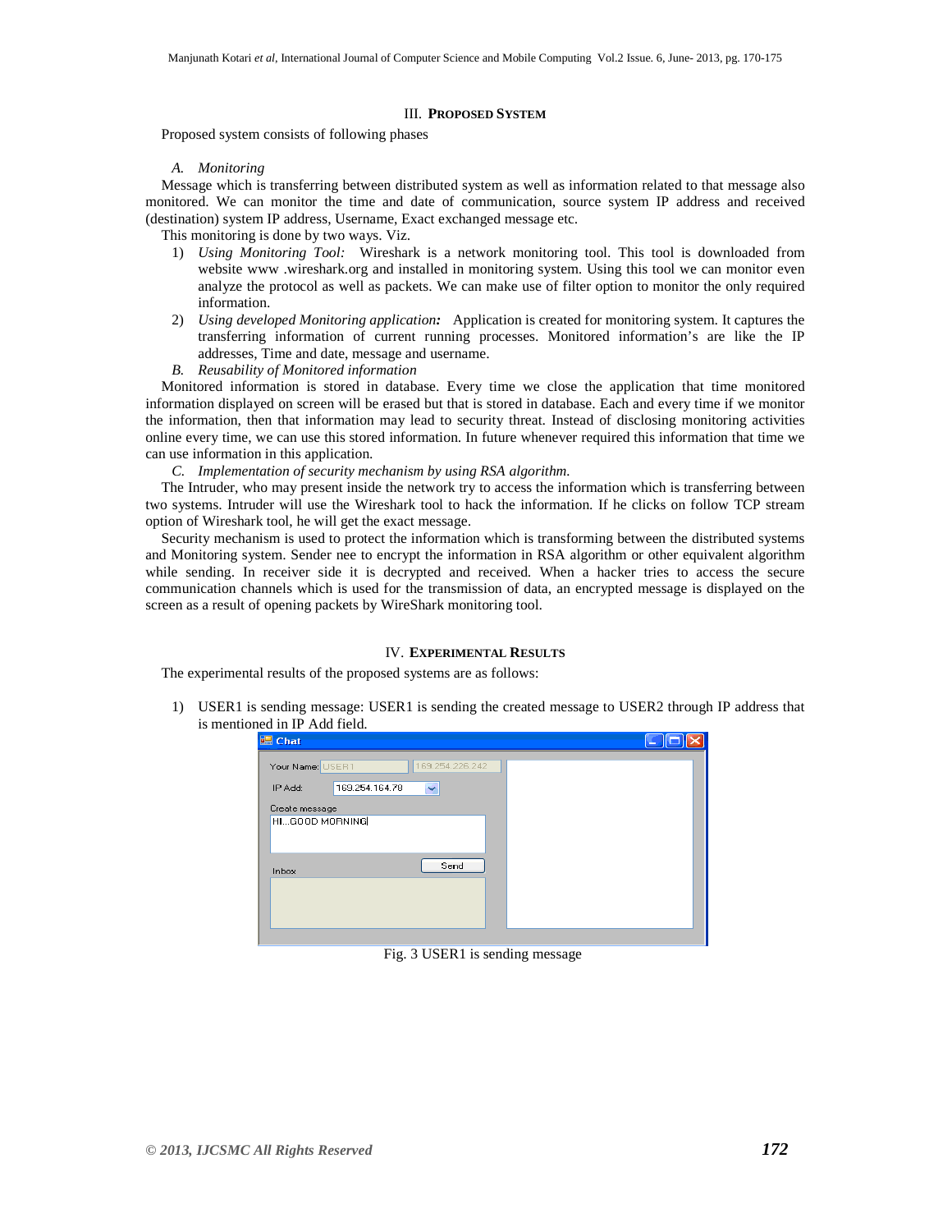## III. PROPOSED SYSTEM

Proposed system consists of following phases

### *A. Monitoring*

Message which is transferring between distributed system as well as information related to that message also monitored. We can monitor the time and date of communication, source system IP address and received (destination) system IP address, Username, Exact exchanged message etc.

This monitoring is done by two ways. Viz.

1) *Using Monitoring Tool:* Wireshark is a network monitoring tool. This tool is downloaded from website www .wireshark.org and installed in monitoring system. Using this tool we can monitor even analyze the protocol as well as packets. We can make use of filter option to monitor the only required information.
2) *Using developed Monitoring application:* Application is created for monitoring system. It captures the transferring information of current running processes. Monitored information's are like the IP addresses, Time and date, message and username.

### *B. Reusability of Monitored information*

Monitored information is stored in database. Every time we close the application that time monitored information displayed on screen will be erased but that is stored in database. Each and every time if we monitor the information, then that information may lead to security threat. Instead of disclosing monitoring activities online every time, we can use this stored information. In future whenever required this information that time we can use information in this application.

### *C. Implementation of security mechanism by using RSA algorithm.*

The Intruder, who may present inside the network try to access the information which is transferring between two systems. Intruder will use the Wireshark tool to hack the information. If he clicks on follow TCP stream option of Wireshark tool, he will get the exact message.

Security mechanism is used to protect the information which is transforming between the distributed systems and Monitoring system. Sender nee to encrypt the information in RSA algorithm or other equivalent algorithm while sending. In receiver side it is decrypted and received. When a hacker tries to access the secure communication channels which is used for the transmission of data, an encrypted message is displayed on the screen as a result of opening packets by WireShark monitoring tool.

## IV. EXPERIMENTAL RESULTS

The experimental results of the proposed systems are as follows:

1) USER1 is sending message: USER1 is sending the created message to USER2 through IP address that is mentioned in IP Add field.

Fig. 3 USER1 is sending message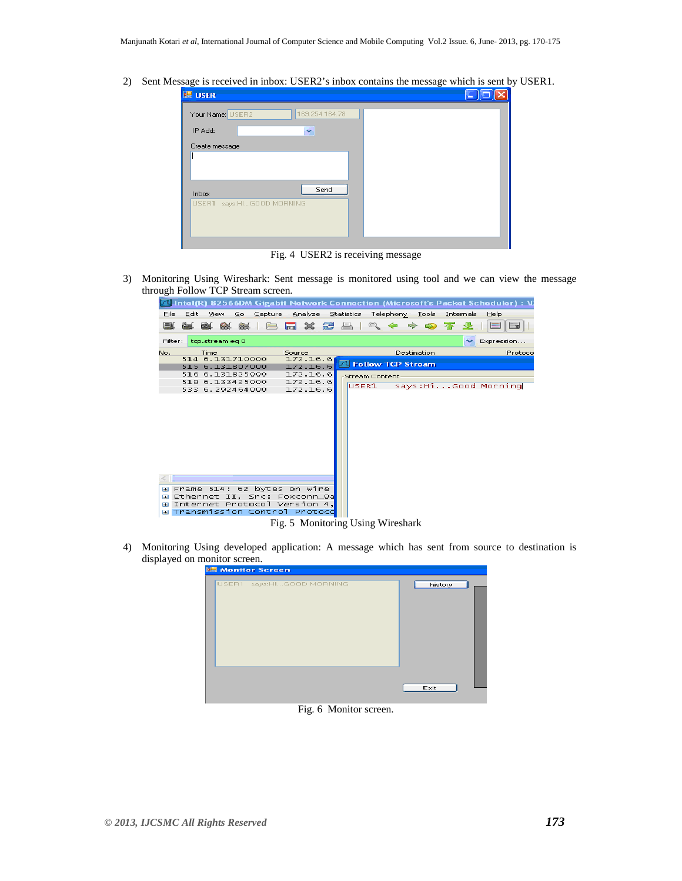2) Sent Message is received in inbox: USER2's inbox contains the message which is sent by USER1.

Fig. 4 USER2 is receiving message

3) Monitoring Using Wireshark: Sent message is monitored using tool and we can view the message through Follow TCP Stream screen.

Fig. 5 Monitoring Using Wireshark

4) Monitoring Using developed application: A message which has sent from source to destination is displayed on monitor screen.

Fig. 6 Monitor screen.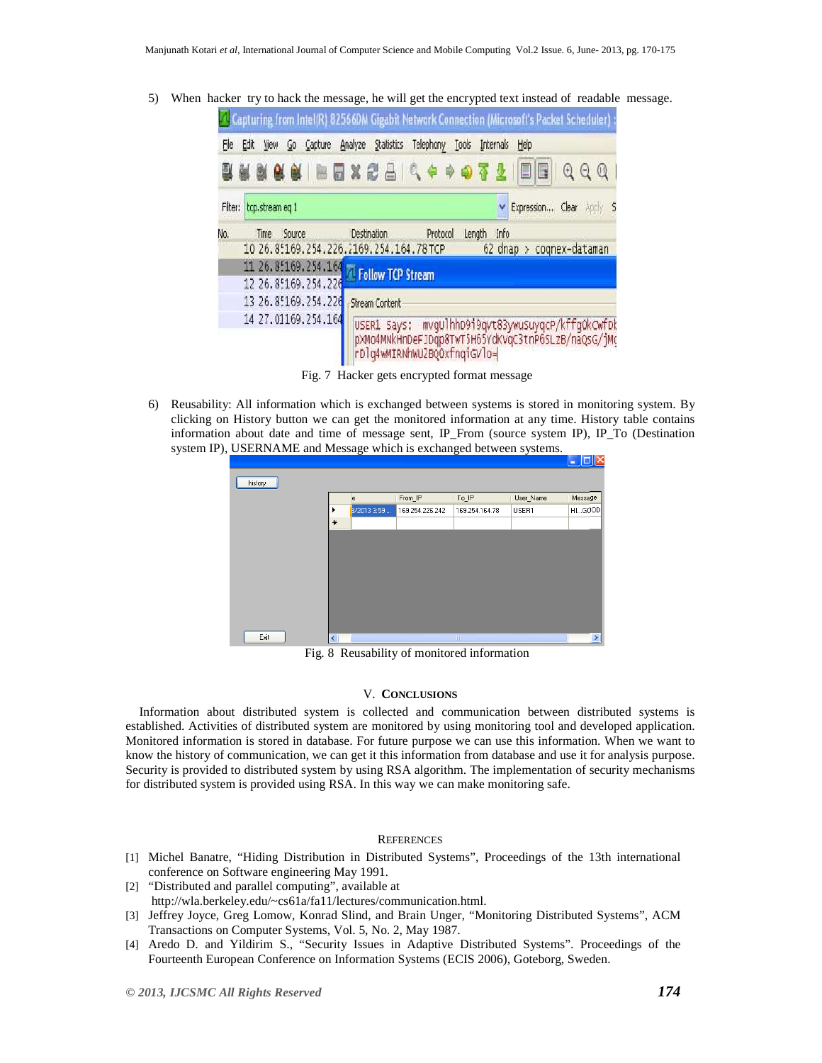5) When hacker try to hack the message, he will get the encrypted text instead of readable message.

Fig. 7 Hacker gets encrypted format message

6) Reusability: All information which is exchanged between systems is stored in monitoring system. By clicking on History button we can get the monitored information at any time. History table contains information about date and time of message sent, IP_From (source system IP), IP_To (Destination system IP), USERNAME and Message which is exchanged between systems.

Fig. 8 Reusability of monitored information

## V. Conclusions

Information about distributed system is collected and communication between distributed systems is established. Activities of distributed system are monitored by using monitoring tool and developed application. Monitored information is stored in database. For future purpose we can use this information. When we want to know the history of communication, we can get it this information from database and use it for analysis purpose. Security is provided to distributed system by using RSA algorithm. The implementation of security mechanisms for distributed system is provided using RSA. In this way we can make monitoring safe.

## References

[1] Michel Banatre, "Hiding Distribution in Distributed Systems", Proceedings of the 13th international conference on Software engineering May 1991.

[2] "Distributed and parallel computing", available at http://wla.berkeley.edu/~cs61a/fa11/lectures/communication.html.

[3] Jeffrey Joyce, Greg Lomow, Konrad Slind, and Brain Unger, "Monitoring Distributed Systems", ACM Transactions on Computer Systems, Vol. 5, No. 2, May 1987.

[4] Aredo D. and Yildirim S., "Security Issues in Adaptive Distributed Systems". Proceedings of the Fourteenth European Conference on Information Systems (ECIS 2006), Goteborg, Sweden.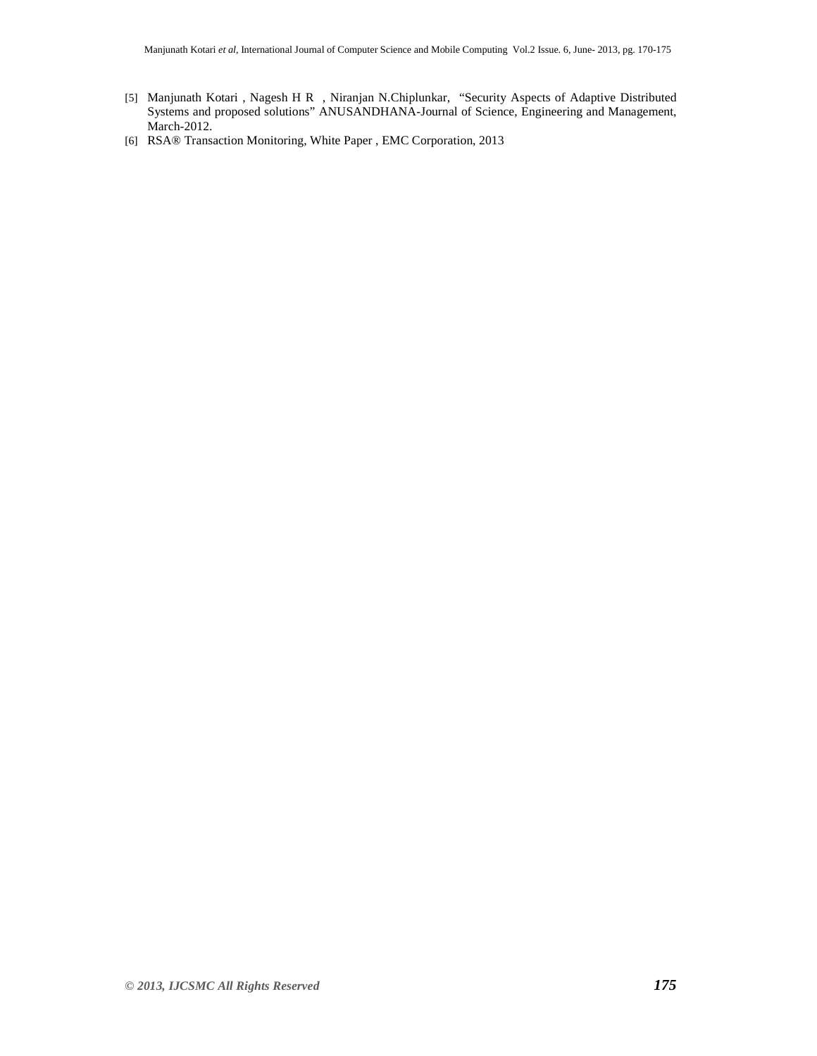[5] Manjunath Kotari , Nagesh H R , Niranjan N.Chiplunkar, "Security Aspects of Adaptive Distributed Systems and proposed solutions" ANUSANDHANA-Journal of Science, Engineering and Management, March-2012.

[6] RSA® Transaction Monitoring, White Paper , EMC Corporation, 2013